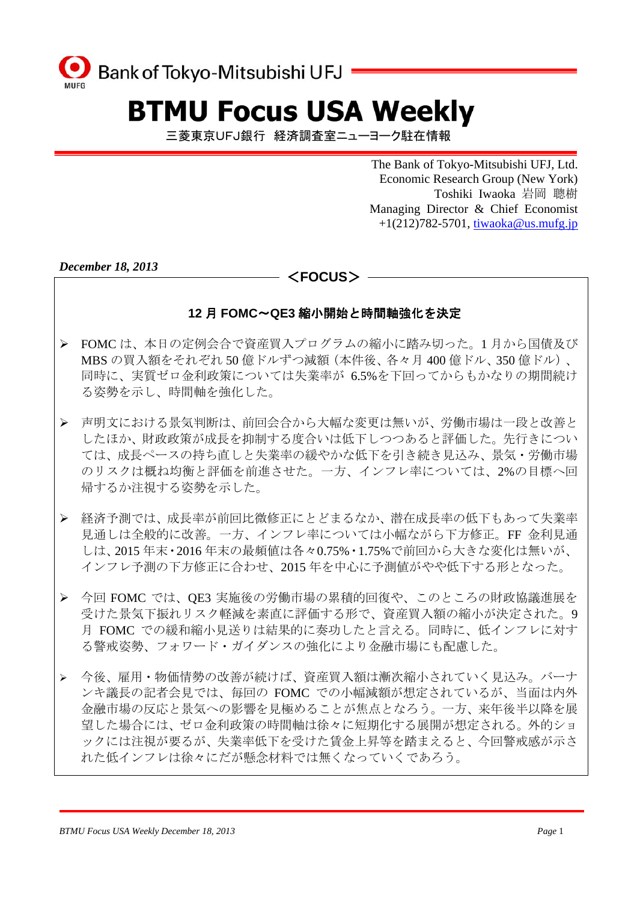Bank of Tokyo-Mitsubishi UFJ

# BTMU Focus USA Weekly

三菱東京UFJ銀行　経済調査室ニューヨーク駐在情報

The Bank of Tokyo-Mitsubishi UFJ, Ltd.
Economic Research Group (New York)
Toshiki Iwaoka 岩岡 聰樹
Managing Director & Chief Economist
+1(212)782-5701, tiwaoka@us.mufg.jp

***December 18, 2013***

**＜FOCUS＞**

## 12 月 FOMC～QE3 縮小開始と時間軸強化を決定

- FOMC は、本日の定例会合で資産買入プログラムの縮小に踏み切った。1 月から国債及び MBS の買入額をそれぞれ 50 億ドルずつ減額（本件後、各々月 400 億ドル、350 億ドル）、同時に、実質ゼロ金利政策については失業率が 6.5%を下回ってからもかなりの期間続ける姿勢を示し、時間軸を強化した。

- 声明文における景気判断は、前回会合から大幅な変更は無いが、労働市場は一段と改善としたほか、財政政策が成長を抑制する度合いは低下しつつあると評価した。先行きについては、成長ペースの持ち直しと失業率の緩やかな低下を引き続き見込み、景気・労働市場のリスクは概ね均衡と評価を前進させた。一方、インフレ率については、2%の目標へ回帰するか注視する姿勢を示した。

- 経済予測では、成長率が前回比微修正にとどまるなか、潜在成長率の低下もあって失業率見通しは全般的に改善。一方、インフレ率については小幅ながら下方修正。FF 金利見通しは、2015 年末・2016 年末の最頻値は各々0.75%・1.75%で前回から大きな変化は無いが、インフレ予測の下方修正に合わせ、2015 年を中心に予測値がやや低下する形となった。

- 今回 FOMC では、QE3 実施後の労働市場の累積的回復や、このところの財政協議進展を受けた景気下振れリスク軽減を素直に評価する形で、資産買入額の縮小が決定された。9 月 FOMC での緩和縮小見送りは結果的に奏功したと言える。同時に、低インフレに対する警戒姿勢、フォワード・ガイダンスの強化により金融市場にも配慮した。

- 今後、雇用・物価情勢の改善が続けば、資産買入額は漸次縮小されていく見込み。バーナンキ議長の記者会見では、毎回の FOMC での小幅減額が想定されているが、当面は内外金融市場の反応と景気への影響を見極めることが焦点となろう。一方、来年後半以降を展望した場合には、ゼロ金利政策の時間軸は徐々に短期化する展開が想定される。外的ショックには注視が要るが、失業率低下を受けた賃金上昇等を踏まえると、今回警戒感が示された低インフレは徐々にだが懸念材料では無くなっていくであろう。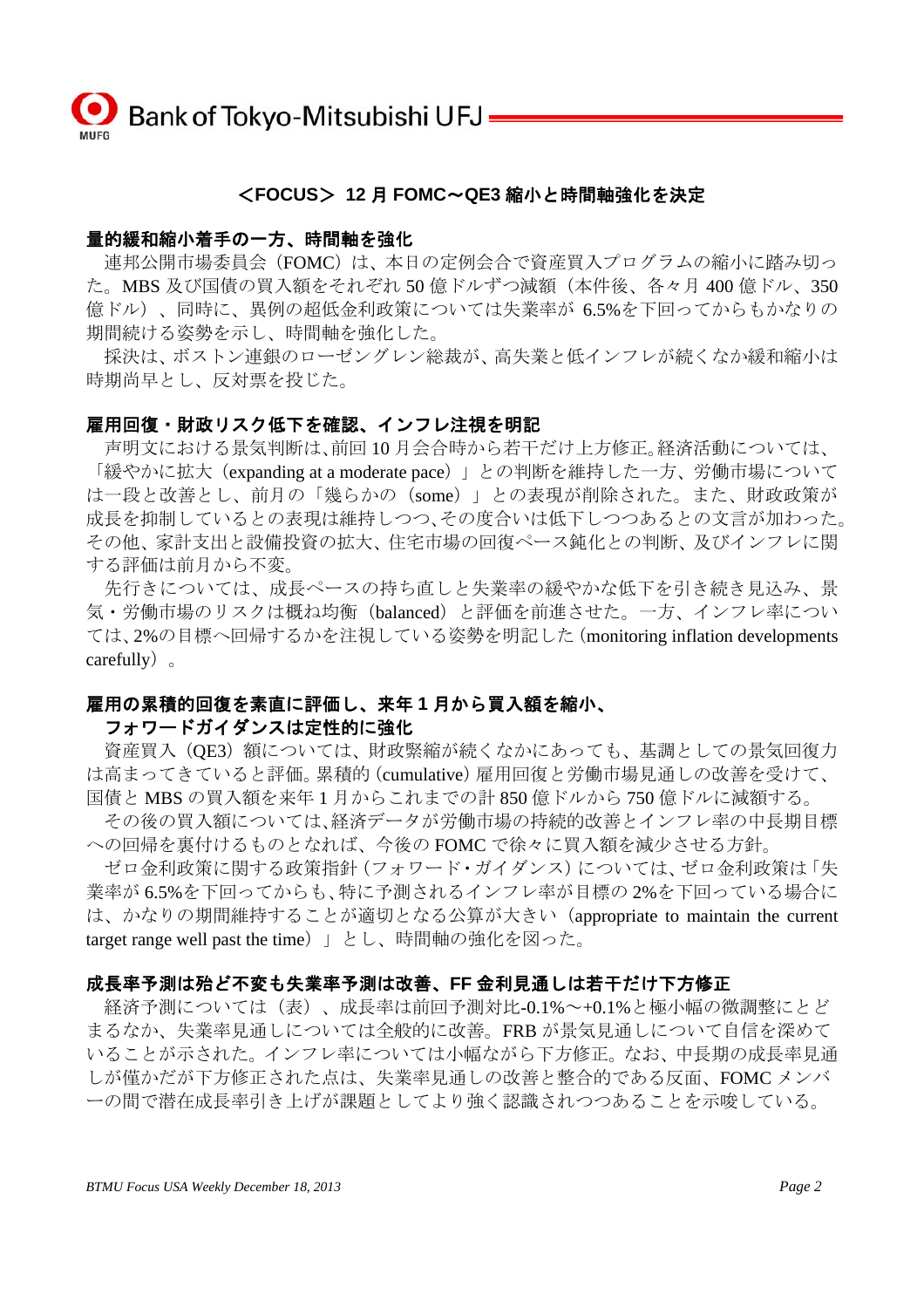## ＜FOCUS＞ 12 月 FOMC～QE3 縮小と時間軸強化を決定

### 量的緩和縮小着手の一方、時間軸を強化

連邦公開市場委員会（FOMC）は、本日の定例会合で資産買入プログラムの縮小に踏み切った。MBS 及び国債の買入額をそれぞれ 50 億ドルずつ減額（本件後、各々月 400 億ドル、350 億ドル）、同時に、異例の超低金利政策については失業率が 6.5%を下回ってからもかなりの期間続ける姿勢を示し、時間軸を強化した。

採決は、ボストン連銀のローゼングレン総裁が、高失業と低インフレが続くなか緩和縮小は時期尚早とし、反対票を投じた。

### 雇用回復・財政リスク低下を確認、インフレ注視を明記

声明文における景気判断は､前回 10 月会合時から若干だけ上方修正｡経済活動については、「緩やかに拡大（expanding at a moderate pace）」との判断を維持した一方、労働市場についてはー段と改善とし、前月の「幾らかの（some）」との表現が削除された。また、財政政策が成長を抑制しているとの表現は維持しつつ､その度合いは低下しつつあるとの文言が加わった｡その他、家計支出と設備投資の拡大、住宅市場の回復ペース鈍化との判断、及びインフレに関する評価は前月から不変。

先行きについては、成長ペースの持ち直しと失業率の緩やかな低下を引き続き見込み、景気・労働市場のリスクは概ね均衡（balanced）と評価を前進させた。一方、インフレ率については､2%の目標へ回帰するかを注視している姿勢を明記した（monitoring inflation developments carefully）。

### 雇用の累積的回復を素直に評価し、来年 1 月から買入額を縮小、フォワードガイダンスは定性的に強化

資産買入（QE3）額については、財政緊縮が続くなかにあっても、基調としての景気回復力は高まってきていると評価｡累積的（cumulative）雇用回復と労働市場見通しの改善を受けて、国債と MBS の買入額を来年 1 月からこれまでの計 850 億ドルから 750 億ドルに減額する。

その後の買入額については､経済データが労働市場の持続的改善とインフレ率の中長期目標への回帰を裏付けるものとなれば、今後の FOMC で徐々に買入額を減少させる方針。

ゼロ金利政策に関する政策指針（フォワード･ガイダンス）については､ゼロ金利政策は「失業率が 6.5%を下回ってからも､特に予測されるインフレ率が目標の 2%を下回っている場合には、かなりの期間維持することが適切となる公算が大きい（appropriate to maintain the current target range well past the time）」とし、時間軸の強化を図った。

### 成長率予測は殆ど不変も失業率予測は改善、FF 金利見通しは若干だけ下方修正

経済予測については（表）、成長率は前回予測対比-0.1%～+0.1%と極小幅の微調整にとどまるなか、失業率見通しについては全般的に改善。FRB が景気見通しについて自信を深めていることが示された。インフレ率については小幅ながら下方修正。なお、中長期の成長率見通しが僅かだが下方修正された点は、失業率見通しの改善と整合的である反面、FOMC メンバーの間で潜在成長率引き上げが課題としてより強く認識されつつあることを示唆している。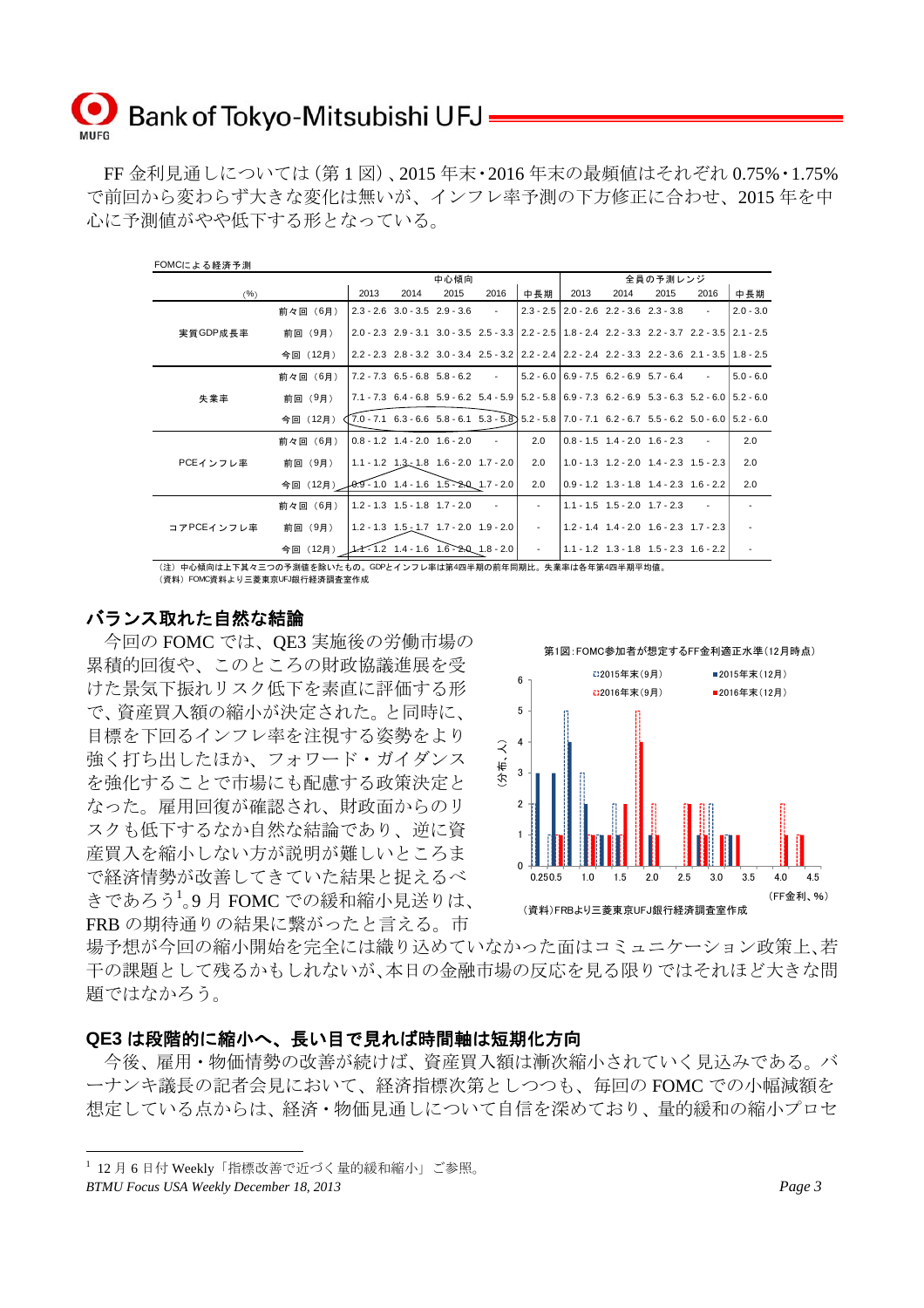FF 金利見通しについては（第 1 図）、2015 年末・2016 年末の最頻値はそれぞれ 0.75%・1.75%で前回から変わらず大きな変化は無いが、インフレ率予測の下方修正に合わせ、2015 年を中心に予測値がやや低下する形となっている。

FOMCによる経済予測

| (%) | | 中心傾向 2013 | 2014 | 2015 | 2016 | 中長期 | 全員の予測レンジ 2013 | 2014 | 2015 | 2016 | 中長期 |
|---|---|---|---|---|---|---|---|---|---|---|---|
| 実質GDP成長率 | 前々回（6月） | 2.3 - 2.6 | 3.0 - 3.5 | 2.9 - 3.6 | - | 2.3 - 2.5 | 2.0 - 2.6 | 2.2 - 3.6 | 2.3 - 3.8 | - | 2.0 - 3.0 |
| | 前回（9月） | 2.0 - 2.3 | 2.9 - 3.1 | 3.0 - 3.5 | 2.5 - 3.3 | 2.2 - 2.5 | 1.8 - 2.4 | 2.2 - 3.3 | 2.2 - 3.7 | 2.2 - 3.5 | 2.1 - 2.5 |
| | 今回（12月） | 2.2 - 2.3 | 2.8 - 3.2 | 3.0 - 3.4 | 2.5 - 3.2 | 2.2 - 2.4 | 2.2 - 2.4 | 2.2 - 3.3 | 2.2 - 3.6 | 2.1 - 3.5 | 1.8 - 2.5 |
| 失業率 | 前々回（6月） | 7.2 - 7.3 | 6.5 - 6.8 | 5.8 - 6.2 | - | 5.2 - 6.0 | 6.9 - 7.5 | 6.2 - 6.9 | 5.7 - 6.4 | - | 5.0 - 6.0 |
| | 前回（9月） | 7.1 - 7.3 | 6.4 - 6.8 | 5.9 - 6.2 | 5.4 - 5.9 | 5.2 - 5.8 | 6.9 - 7.3 | 6.2 - 6.9 | 5.3 - 6.3 | 5.2 - 6.0 | 5.2 - 6.0 |
| | 今回（12月） | 7.0 - 7.1 | 6.3 - 6.6 | 5.8 - 6.1 | 5.3 - 5.8 | 5.2 - 5.8 | 7.0 - 7.1 | 6.2 - 6.7 | 5.5 - 6.2 | 5.0 - 6.0 | 5.2 - 6.0 |
| PCEインフレ率 | 前々回（6月） | 0.8 - 1.2 | 1.4 - 2.0 | 1.6 - 2.0 | - | 2.0 | 0.8 - 1.5 | 1.4 - 2.0 | 1.6 - 2.3 | - | 2.0 |
| | 前回（9月） | 1.1 - 1.2 | 1.3 - 1.8 | 1.6 - 2.0 | 1.7 - 2.0 | 2.0 | 1.0 - 1.3 | 1.2 - 2.0 | 1.4 - 2.3 | 1.5 - 2.3 | 2.0 |
| | 今回（12月） | 0.9 - 1.0 | 1.4 - 1.6 | 1.5 - 2.0 | 1.7 - 2.0 | 2.0 | 0.9 - 1.2 | 1.3 - 1.8 | 1.4 - 2.3 | 1.6 - 2.2 | 2.0 |
| コアPCEインフレ率 | 前々回（6月） | 1.2 - 1.3 | 1.5 - 1.8 | 1.7 - 2.0 | - | - | 1.1 - 1.5 | 1.5 - 2.0 | 1.7 - 2.3 | - | - |
| | 前回（9月） | 1.2 - 1.3 | 1.5 - 1.7 | 1.7 - 2.0 | 1.9 - 2.0 | - | 1.2 - 1.4 | 1.4 - 2.0 | 1.6 - 2.3 | 1.7 - 2.3 | - |
| | 今回（12月） | 1.1 - 1.2 | 1.4 - 1.6 | 1.6 - 2.0 | 1.8 - 2.0 | - | 1.1 - 1.2 | 1.3 - 1.8 | 1.5 - 2.3 | 1.6 - 2.2 | - |

（注）中心傾向は上下其々三つの予測値を除いたもの。GDPとインフレ率は第4四半期の前年同期比。失業率は各年第4四半期平均値。
（資料）FOMC資料より三菱東京UFJ銀行経済調査室作成

## バランス取れた自然な結論

今回の FOMC では、QE3 実施後の労働市場の累積的回復や、このところの財政協議進展を受けた景気下振れリスク低下を素直に評価する形で、資産買入額の縮小が決定された。と同時に、目標を下回るインフレ率を注視する姿勢をより強く打ち出したほか、フォワード・ガイダンスを強化することで市場にも配慮する政策決定となった。雇用回復が確認され、財政面からのリスクも低下するなか自然な結論であり、逆に資産買入を縮小しない方が説明が難しいところまで経済情勢が改善してきていた結果と捉えるべきであろう[1]。9 月 FOMC での緩和縮小見送りは、FRB の期待通りの結果に繋がったと言える。市場予想が今回の縮小開始を完全には織り込めていなかった面はコミュニケーション政策上、若干の課題として残るかもしれないが、本日の金融市場の反応を見る限りではそれほど大きな問題ではなかろう。

第1図：FOMC参加者が想定するFF金利適正水準（12月時点）

（資料）FRBより三菱東京UFJ銀行経済調査室作成

## QE3 は段階的に縮小へ、長い目で見れば時間軸は短期化方向

今後、雇用・物価情勢の改善が続けば、資産買入額は漸次縮小されていく見込みである。バーナンキ議長の記者会見において、経済指標次第としつつも、毎回の FOMC での小幅減額を想定している点からは、経済・物価見通しについて自信を深めており、量的緩和の縮小プロセ

[1] 12 月 6 日付 Weekly「指標改善で近づく量的緩和縮小」ご参照。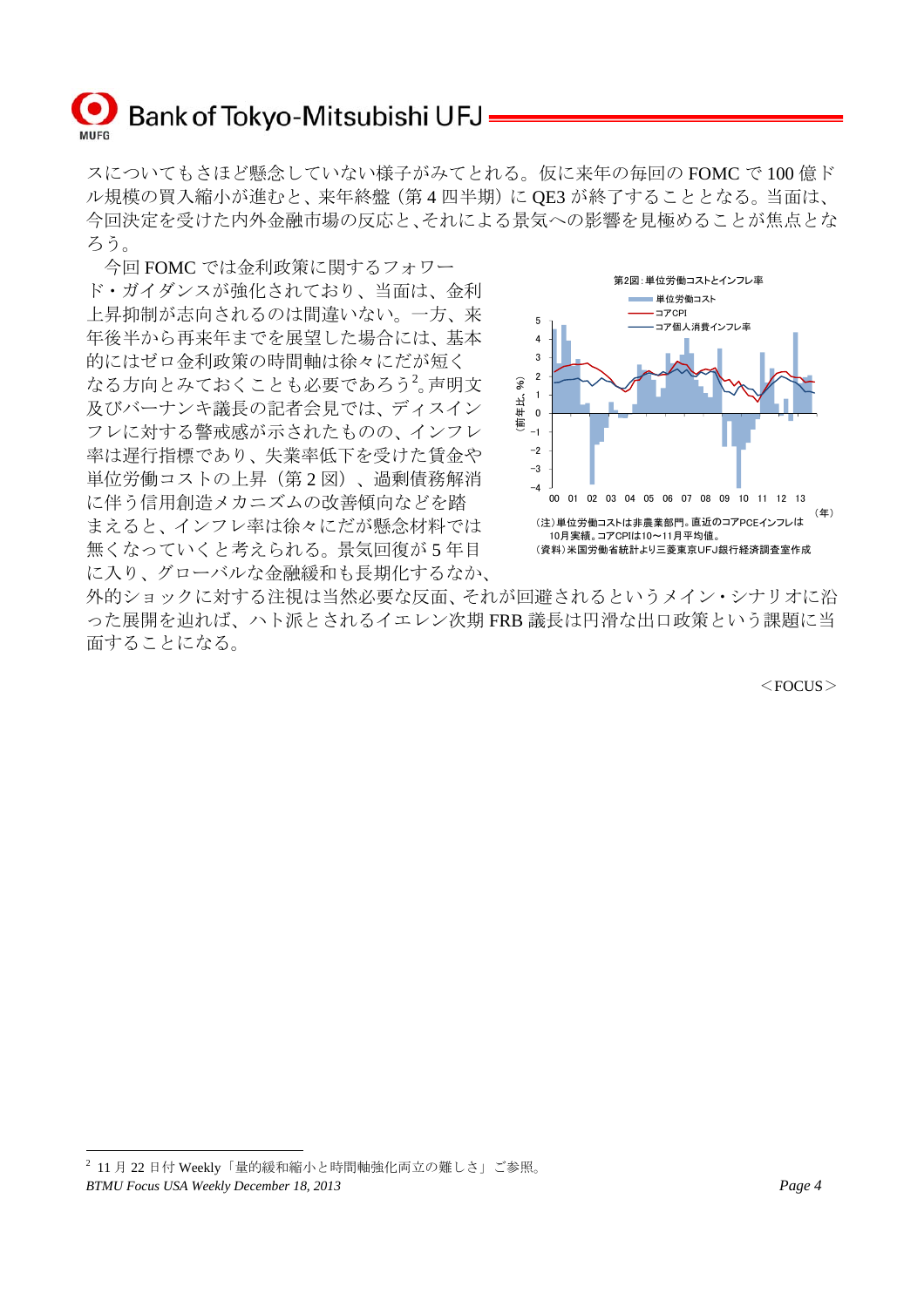スについてもさほど懸念していない様子がみてとれる。仮に来年の毎回の FOMC で 100 億ドル規模の買入縮小が進むと、来年終盤（第 4 四半期）に QE3 が終了することとなる。当面は、今回決定を受けた内外金融市場の反応と、それによる景気への影響を見極めることが焦点となろう。

今回 FOMC では金利政策に関するフォワード・ガイダンスが強化されており、当面は、金利上昇抑制が志向されるのは間違いない。一方、来年後半から再来年までを展望した場合には、基本的にはゼロ金利政策の時間軸は徐々にだが短くなる方向とみておくことも必要であろう[2]。声明文及びバーナンキ議長の記者会見では、ディスインフレに対する警戒感が示されたものの、インフレ率は遅行指標であり、失業率低下を受けた賃金や単位労働コストの上昇（第 2 図）、過剰債務解消に伴う信用創造メカニズムの改善傾向などを踏まえると、インフレ率は徐々にだが懸念材料では無くなっていくと考えられる。景気回復が 5 年目に入り、グローバルな金融緩和も長期化するなか、外的ショックに対する注視は当然必要な反面、それが回避されるというメイン・シナリオに沿った展開を辿れば、ハト派とされるイエレン次期 FRB 議長は円滑な出口政策という課題に当面することになる。

第2図：単位労働コストとインフレ率

（注）単位労働コストは非農業部門。直近のコアPCEインフレは10月実績。コアCPIは10～11月平均値。
（資料）米国労働省統計より三菱東京UFJ銀行経済調査室作成

＜FOCUS＞

---

[2] 11 月 22 日付 Weekly「量的緩和縮小と時間軸強化両立の難しさ」ご参照。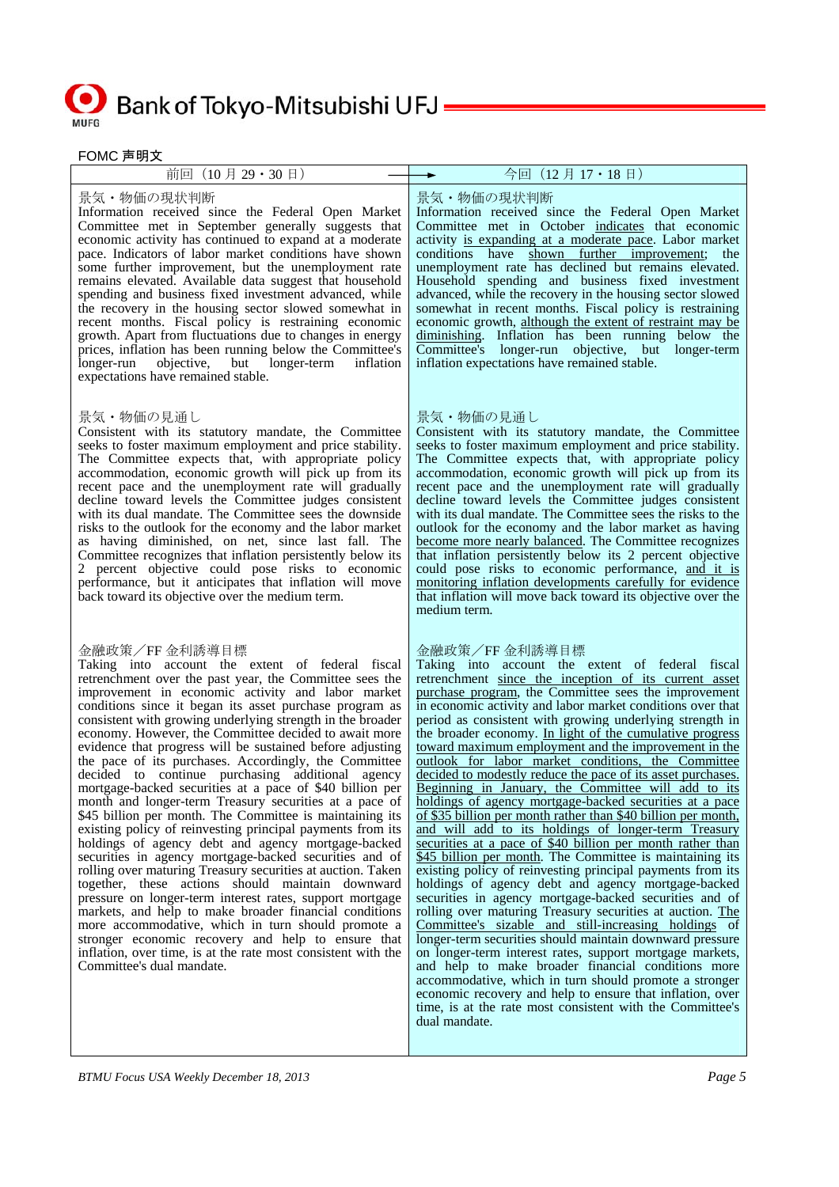## FOMC 声明文

| 前回（10 月 29・30 日） | 今回（12 月 17・18 日） |
|---|---|
| 景気・物価の現状判断<br>Information received since the Federal Open Market Committee met in September generally suggests that economic activity has continued to expand at a moderate pace. Indicators of labor market conditions have shown some further improvement, but the unemployment rate remains elevated. Available data suggest that household spending and business fixed investment advanced, while the recovery in the housing sector slowed somewhat in recent months. Fiscal policy is restraining economic growth. Apart from fluctuations due to changes in energy prices, inflation has been running below the Committee's longer-run objective, but longer-term inflation expectations have remained stable. | 景気・物価の現状判断<br>Information received since the Federal Open Market Committee met in October indicates that economic activity is expanding at a moderate pace. Labor market conditions have shown further improvement; the unemployment rate has declined but remains elevated. Household spending and business fixed investment advanced, while the recovery in the housing sector slowed somewhat in recent months. Fiscal policy is restraining economic growth, although the extent of restraint may be diminishing. Inflation has been running below the Committee's longer-run objective, but longer-term inflation expectations have remained stable. |
| 景気・物価の見通し<br>Consistent with its statutory mandate, the Committee seeks to foster maximum employment and price stability. The Committee expects that, with appropriate policy accommodation, economic growth will pick up from its recent pace and the unemployment rate will gradually decline toward levels the Committee judges consistent with its dual mandate. The Committee sees the downside risks to the outlook for the economy and the labor market as having diminished, on net, since last fall. The Committee recognizes that inflation persistently below its 2 percent objective could pose risks to economic performance, but it anticipates that inflation will move back toward its objective over the medium term. | 景気・物価の見通し<br>Consistent with its statutory mandate, the Committee seeks to foster maximum employment and price stability. The Committee expects that, with appropriate policy accommodation, economic growth will pick up from its recent pace and the unemployment rate will gradually decline toward levels the Committee judges consistent with its dual mandate. The Committee sees the risks to the outlook for the economy and the labor market as having become more nearly balanced. The Committee recognizes that inflation persistently below its 2 percent objective could pose risks to economic performance, and it is monitoring inflation developments carefully for evidence that inflation will move back toward its objective over the medium term. |
| 金融政策／FF 金利誘導目標<br>Taking into account the extent of federal fiscal retrenchment over the past year, the Committee sees the improvement in economic activity and labor market conditions since it began its asset purchase program as consistent with growing underlying strength in the broader economy. However, the Committee decided to await more evidence that progress will be sustained before adjusting the pace of its purchases. Accordingly, the Committee decided to continue purchasing additional agency mortgage-backed securities at a pace of $40 billion per month and longer-term Treasury securities at a pace of $45 billion per month. The Committee is maintaining its existing policy of reinvesting principal payments from its holdings of agency debt and agency mortgage-backed securities in agency mortgage-backed securities and of rolling over maturing Treasury securities at auction. Taken together, these actions should maintain downward pressure on longer-term interest rates, support mortgage markets, and help to make broader financial conditions more accommodative, which in turn should promote a stronger economic recovery and help to ensure that inflation, over time, is at the rate most consistent with the Committee's dual mandate. | 金融政策／FF 金利誘導目標<br>Taking into account the extent of federal fiscal retrenchment since the inception of its current asset purchase program, the Committee sees the improvement in economic activity and labor market conditions over that period as consistent with growing underlying strength in the broader economy. In light of the cumulative progress toward maximum employment and the improvement in the outlook for labor market conditions, the Committee decided to modestly reduce the pace of its asset purchases. Beginning in January, the Committee will add to its holdings of agency mortgage-backed securities at a pace of $35 billion per month rather than $40 billion per month, and will add to its holdings of longer-term Treasury securities at a pace of $40 billion per month rather than $45 billion per month. The Committee is maintaining its existing policy of reinvesting principal payments from its holdings of agency debt and agency mortgage-backed securities in agency mortgage-backed securities and of rolling over maturing Treasury securities at auction. The Committee's sizable and still-increasing holdings of longer-term securities should maintain downward pressure on longer-term interest rates, support mortgage markets, and help to make broader financial conditions more accommodative, which in turn should promote a stronger economic recovery and help to ensure that inflation, over time, is at the rate most consistent with the Committee's dual mandate. |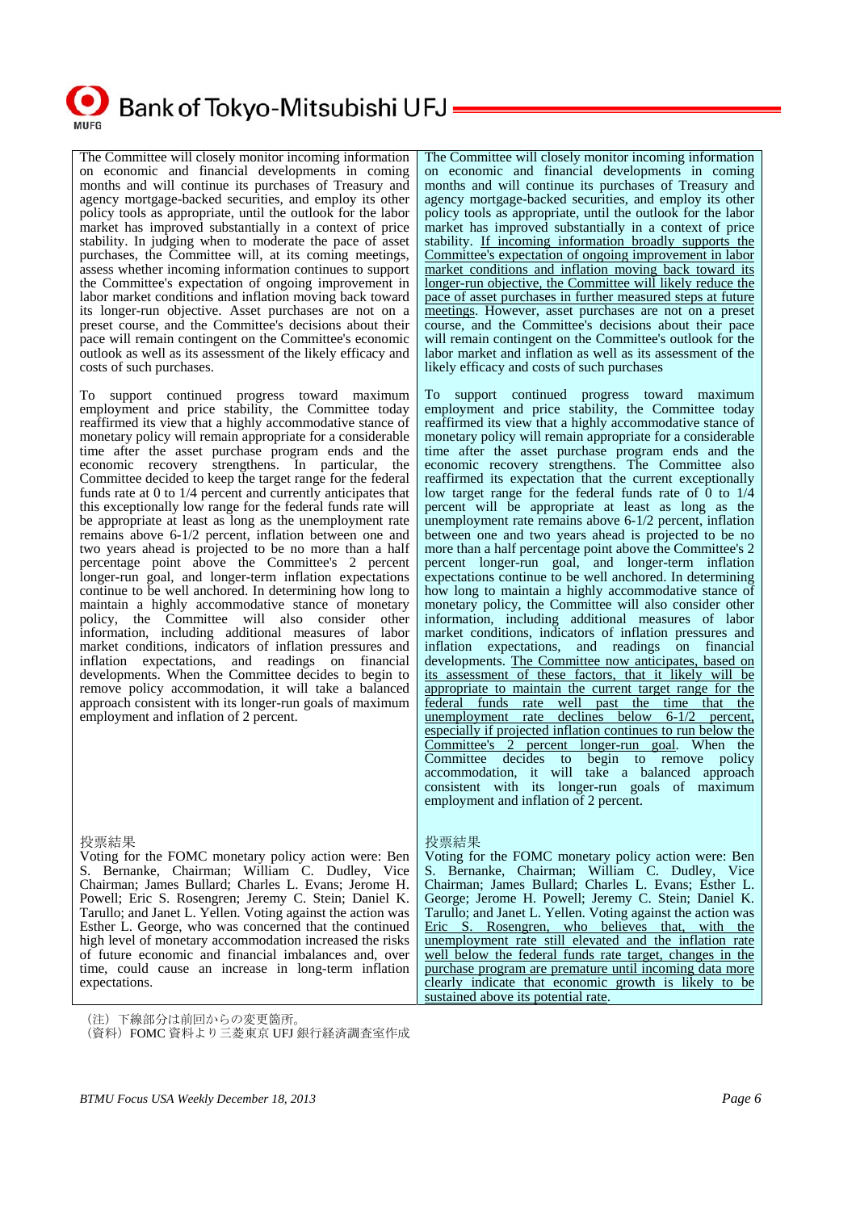| | |
|---|---|
| The Committee will closely monitor incoming information on economic and financial developments in coming months and will continue its purchases of Treasury and agency mortgage-backed securities, and employ its other policy tools as appropriate, until the outlook for the labor market has improved substantially in a context of price stability. In judging when to moderate the pace of asset purchases, the Committee will, at its coming meetings, assess whether incoming information continues to support the Committee's expectation of ongoing improvement in labor market conditions and inflation moving back toward its longer-run objective. Asset purchases are not on a preset course, and the Committee's decisions about their pace will remain contingent on the Committee's economic outlook as well as its assessment of the likely efficacy and costs of such purchases. | The Committee will closely monitor incoming information on economic and financial developments in coming months and will continue its purchases of Treasury and agency mortgage-backed securities, and employ its other policy tools as appropriate, until the outlook for the labor market has improved substantially in a context of price stability. <u>If incoming information broadly supports the Committee's expectation of ongoing improvement in labor market conditions and inflation moving back toward its longer-run objective, the Committee will likely reduce the pace of asset purchases in further measured steps at future meetings</u>. However, asset purchases are not on a preset course, and the Committee's decisions about their pace will remain contingent on the Committee's outlook for the labor market and inflation as well as its assessment of the likely efficacy and costs of such purchases |
| To support continued progress toward maximum employment and price stability, the Committee today reaffirmed its view that a highly accommodative stance of monetary policy will remain appropriate for a considerable time after the asset purchase program ends and the economic recovery strengthens. In particular, the Committee decided to keep the target range for the federal funds rate at 0 to 1/4 percent and currently anticipates that this exceptionally low range for the federal funds rate will be appropriate at least as long as the unemployment rate remains above 6-1/2 percent, inflation between one and two years ahead is projected to be no more than a half percentage point above the Committee's 2 percent longer-run goal, and longer-term inflation expectations continue to be well anchored. In determining how long to maintain a highly accommodative stance of monetary policy, the Committee will also consider other information, including additional measures of labor market conditions, indicators of inflation pressures and inflation expectations, and readings on financial developments. When the Committee decides to begin to remove policy accommodation, it will take a balanced approach consistent with its longer-run goals of maximum employment and inflation of 2 percent. | To support continued progress toward maximum employment and price stability, the Committee today reaffirmed its view that a highly accommodative stance of monetary policy will remain appropriate for a considerable time after the asset purchase program ends and the economic recovery strengthens. The Committee also reaffirmed its expectation that the current exceptionally low target range for the federal funds rate of 0 to 1/4 percent will be appropriate at least as long as the unemployment rate remains above 6-1/2 percent, inflation between one and two years ahead is projected to be no more than a half percentage point above the Committee's 2 percent longer-run goal, and longer-term inflation expectations continue to be well anchored. In determining how long to maintain a highly accommodative stance of monetary policy, the Committee will also consider other information, including additional measures of labor market conditions, indicators of inflation pressures and inflation expectations, and readings on financial developments. <u>The Committee now anticipates, based on its assessment of these factors, that it likely will be appropriate to maintain the current target range for the federal funds rate well past the time that the unemployment rate declines below 6-1/2 percent, especially if projected inflation continues to run below the Committee's 2 percent longer-run goal</u>. When the Committee decides to begin to remove policy accommodation, it will take a balanced approach consistent with its longer-run goals of maximum employment and inflation of 2 percent. |
| 投票結果<br>Voting for the FOMC monetary policy action were: Ben S. Bernanke, Chairman; William C. Dudley, Vice Chairman; James Bullard; Charles L. Evans; Jerome H. Powell; Eric S. Rosengren; Jeremy C. Stein; Daniel K. Tarullo; and Janet L. Yellen. Voting against the action was Esther L. George, who was concerned that the continued high level of monetary accommodation increased the risks of future economic and financial imbalances and, over time, could cause an increase in long-term inflation expectations. | 投票結果<br>Voting for the FOMC monetary policy action were: Ben S. Bernanke, Chairman; William C. Dudley, Vice Chairman; James Bullard; Charles L. Evans; Esther L. George; Jerome H. Powell; Jeremy C. Stein; Daniel K. Tarullo; and Janet L. Yellen. Voting against the action was <u>Eric S. Rosengren, who believes that, with the unemployment rate still elevated and the inflation rate well below the federal funds rate target, changes in the purchase program are premature until incoming data more clearly indicate that economic growth is likely to be sustained above its potential rate</u>. |

（注）下線部分は前回からの変更箇所。
（資料）FOMC 資料より三菱東京 UFJ 銀行経済調査室作成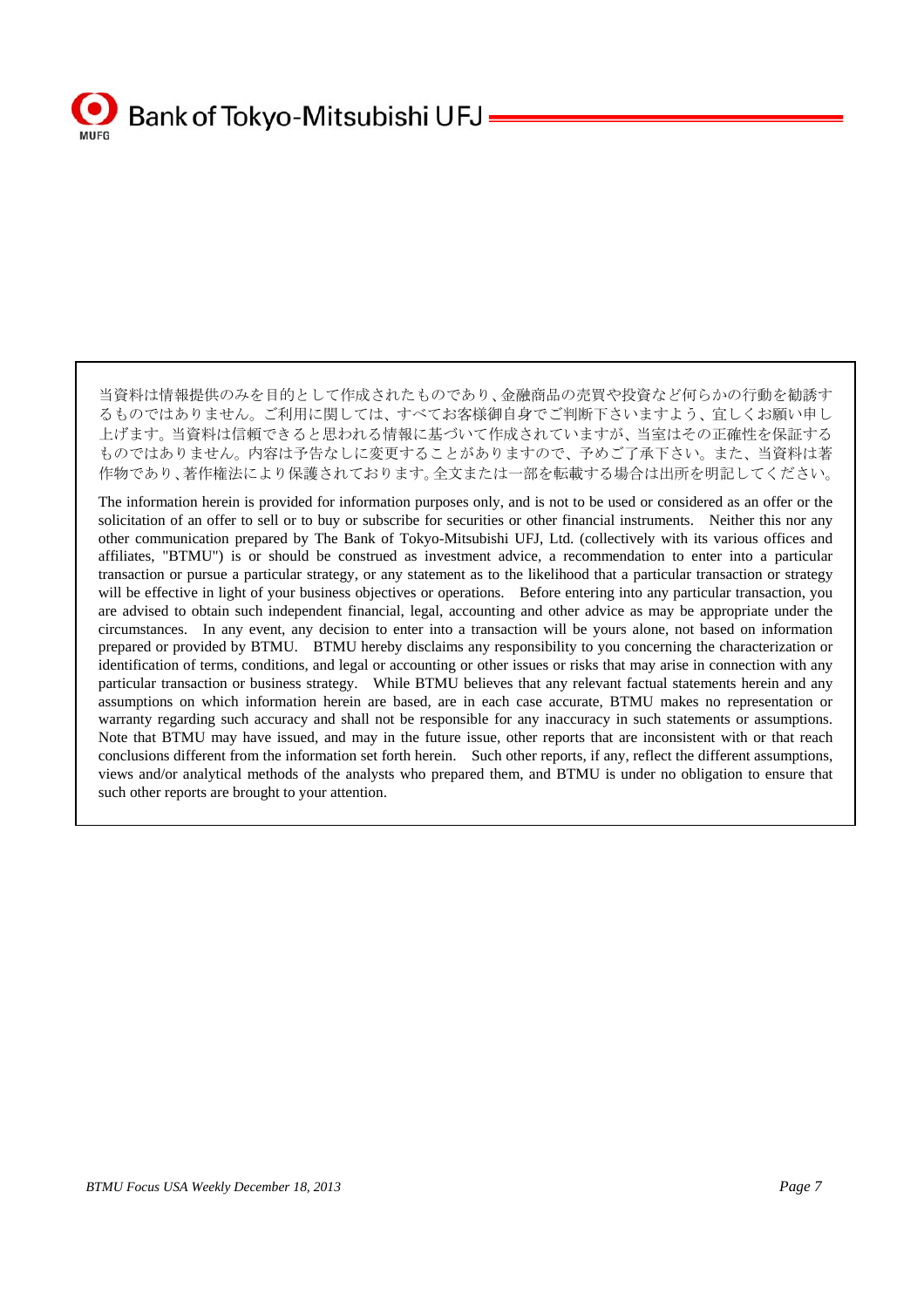当資料は情報提供のみを目的として作成されたものであり、金融商品の売買や投資など何らかの行動を勧誘するものではありません。ご利用に関しては、すべてお客様御自身でご判断下さいますよう、宜しくお願い申し上げます。当資料は信頼できると思われる情報に基づいて作成されていますが、当室はその正確性を保証するものではありません。内容は予告なしに変更することがありますので、予めご了承下さい。また、当資料は著作物であり、著作権法により保護されております。全文または一部を転載する場合は出所を明記してください。

The information herein is provided for information purposes only, and is not to be used or considered as an offer or the solicitation of an offer to sell or to buy or subscribe for securities or other financial instruments. Neither this nor any other communication prepared by The Bank of Tokyo-Mitsubishi UFJ, Ltd. (collectively with its various offices and affiliates, "BTMU") is or should be construed as investment advice, a recommendation to enter into a particular transaction or pursue a particular strategy, or any statement as to the likelihood that a particular transaction or strategy will be effective in light of your business objectives or operations. Before entering into any particular transaction, you are advised to obtain such independent financial, legal, accounting and other advice as may be appropriate under the circumstances. In any event, any decision to enter into a transaction will be yours alone, not based on information prepared or provided by BTMU. BTMU hereby disclaims any responsibility to you concerning the characterization or identification of terms, conditions, and legal or accounting or other issues or risks that may arise in connection with any particular transaction or business strategy. While BTMU believes that any relevant factual statements herein and any assumptions on which information herein are based, are in each case accurate, BTMU makes no representation or warranty regarding such accuracy and shall not be responsible for any inaccuracy in such statements or assumptions. Note that BTMU may have issued, and may in the future issue, other reports that are inconsistent with or that reach conclusions different from the information set forth herein. Such other reports, if any, reflect the different assumptions, views and/or analytical methods of the analysts who prepared them, and BTMU is under no obligation to ensure that such other reports are brought to your attention.